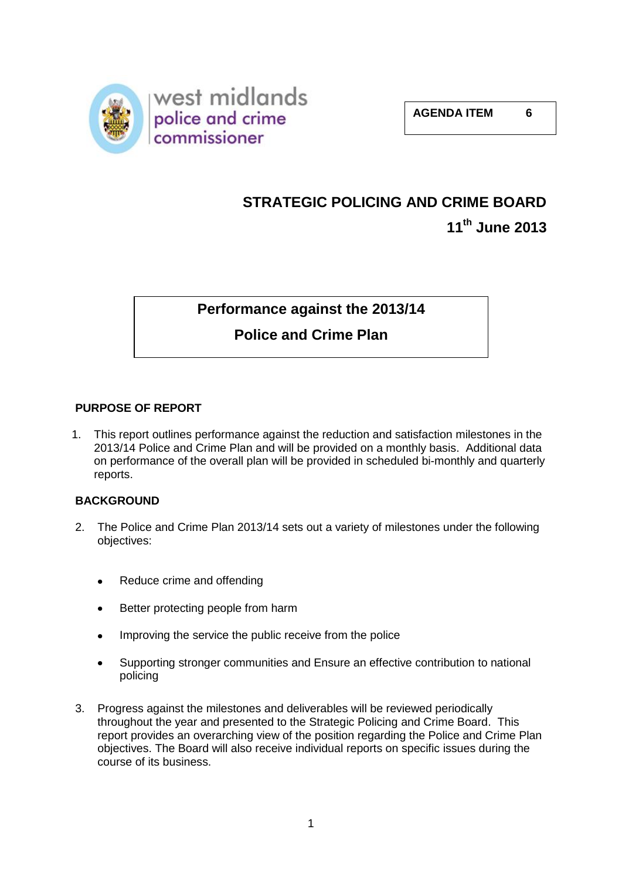west midlands police and crime commissioner

**AGENDA ITEM 6**

# STRATEGIC POLICING AND CRIME BOARD

## 11th June 2013

## Performance against the 2013/14 Police and Crime Plan

### PURPOSE OF REPORT

1. This report outlines performance against the reduction and satisfaction milestones in the 2013/14 Police and Crime Plan and will be provided on a monthly basis. Additional data on performance of the overall plan will be provided in scheduled bi-monthly and quarterly reports.

### BACKGROUND

2. The Police and Crime Plan 2013/14 sets out a variety of milestones under the following objectives:

   - Reduce crime and offending
   - Better protecting people from harm
   - Improving the service the public receive from the police
   - Supporting stronger communities and Ensure an effective contribution to national policing

3. Progress against the milestones and deliverables will be reviewed periodically throughout the year and presented to the Strategic Policing and Crime Board. This report provides an overarching view of the position regarding the Police and Crime Plan objectives. The Board will also receive individual reports on specific issues during the course of its business.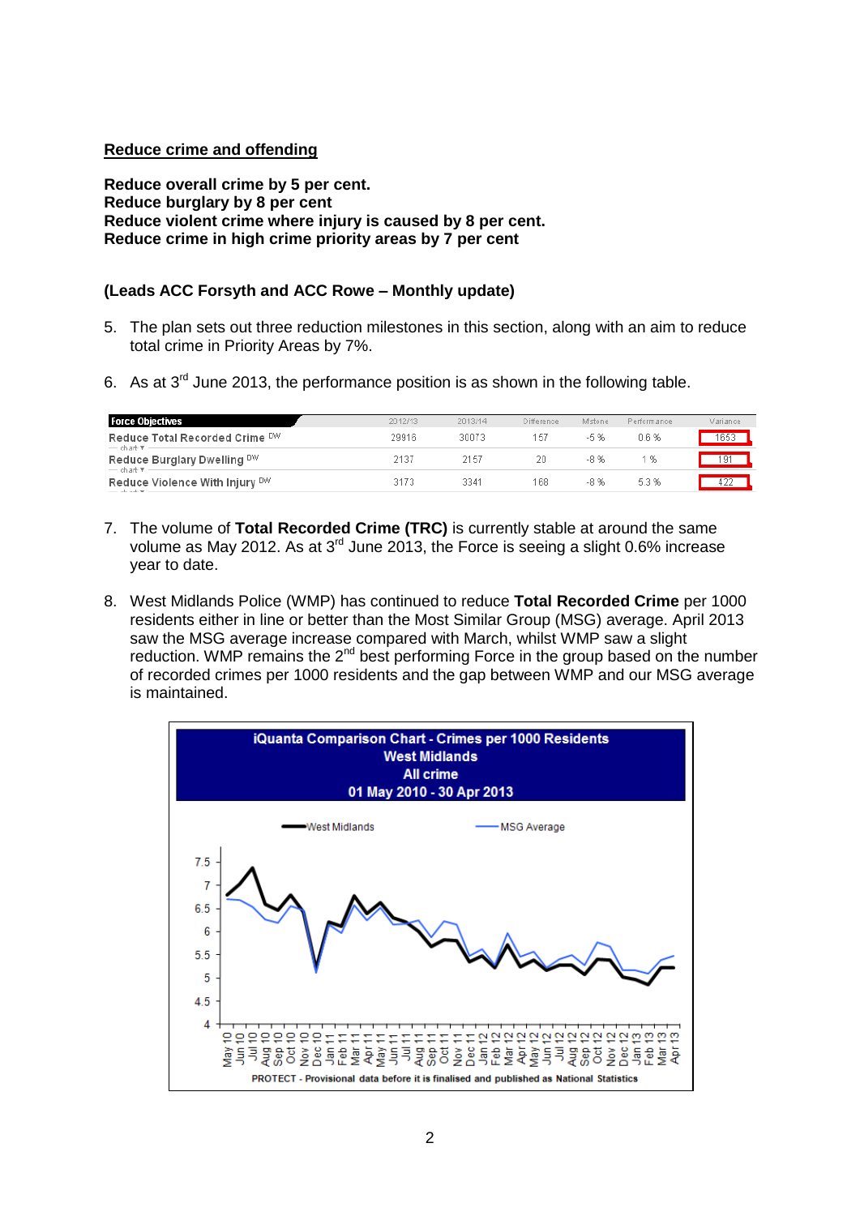## Reduce crime and offending

**Reduce overall crime by 5 per cent.**
**Reduce burglary by 8 per cent**
**Reduce violent crime where injury is caused by 8 per cent.**
**Reduce crime in high crime priority areas by 7 per cent**

**(Leads ACC Forsyth and ACC Rowe – Monthly update)**

5. The plan sets out three reduction milestones in this section, along with an aim to reduce total crime in Priority Areas by 7%.

6. As at 3rd June 2013, the performance position is as shown in the following table.

| Force Objectives | 2012/13 | 2013/14 | Difference | Mstone | Performance | Variance |
|---|---|---|---|---|---|---|
| Reduce Total Recorded Crime DW | 29916 | 30073 | 157 | -5 % | 0.6 % | 1653 |
| Reduce Burglary Dwelling DW | 2137 | 2157 | 20 | -8 % | 1 % | 191 |
| Reduce Violence With Injury DW | 3173 | 3341 | 168 | -8 % | 5.3 % | 422 |

7. The volume of **Total Recorded Crime (TRC)** is currently stable at around the same volume as May 2012. As at 3rd June 2013, the Force is seeing a slight 0.6% increase year to date.

8. West Midlands Police (WMP) has continued to reduce **Total Recorded Crime** per 1000 residents either in line or better than the Most Similar Group (MSG) average. April 2013 saw the MSG average increase compared with March, whilst WMP saw a slight reduction. WMP remains the 2nd best performing Force in the group based on the number of recorded crimes per 1000 residents and the gap between WMP and our MSG average is maintained.

**iQuanta Comparison Chart - Crimes per 1000 Residents**
**West Midlands**
**All crime**
**01 May 2010 - 30 Apr 2013**

PROTECT - Provisional data before it is finalised and published as National Statistics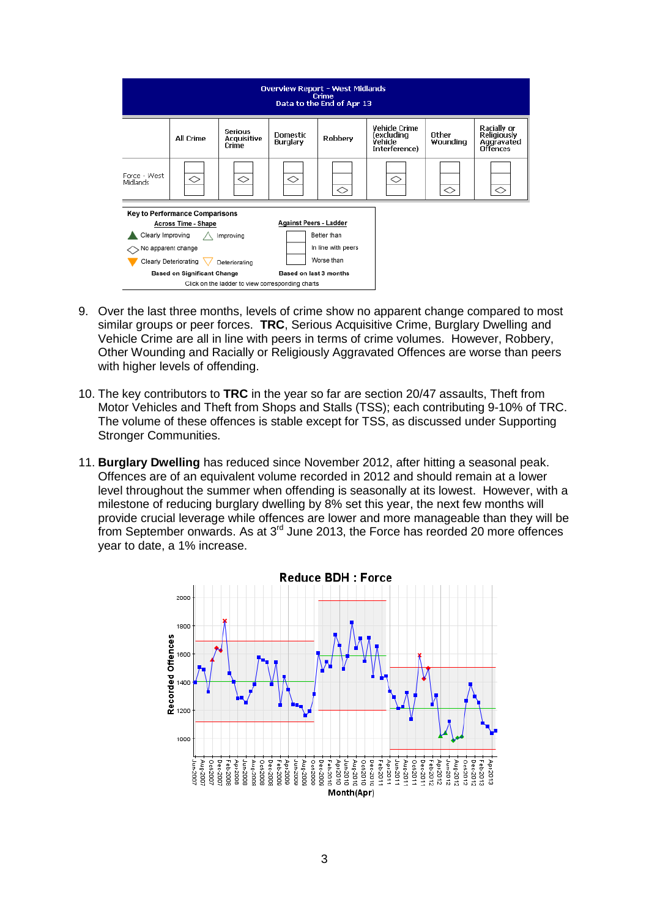**Overview Report - West Midlands**
**Crime**
**Data to the End of Apr 13**

| | All Crime | Serious Acquisitive Crime | Domestic Burglary | Robbery | Vehicle Crime (excluding Vehicle Interference) | Other Wounding | Racially or Religiously Aggravated Offences |
|---|---|---|---|---|---|---|---|
| Force - West Midlands | ◇ | ◇ | ◇ | ◇ | ◇ | ◇ | ◇ |

**Key to Performance Comparisons**

| Across Time - Shape | | Against Peers - Ladder |
|---|---|---|
| ▲ Clearly Improving | △ Improving | Better than |
| ◇ No apparent change | | In line with peers |
| ▼ Clearly Deteriorating | ▽ Deteriorating | Worse than |
| Based on Significant Change | | Based on last 3 months |

Click on the ladder to view corresponding charts

9. Over the last three months, levels of crime show no apparent change compared to most similar groups or peer forces. **TRC**, Serious Acquisitive Crime, Burglary Dwelling and Vehicle Crime are all in line with peers in terms of crime volumes. However, Robbery, Other Wounding and Racially or Religiously Aggravated Offences are worse than peers with higher levels of offending.

10. The key contributors to **TRC** in the year so far are section 20/47 assaults, Theft from Motor Vehicles and Theft from Shops and Stalls (TSS); each contributing 9-10% of TRC. The volume of these offences is stable except for TSS, as discussed under Supporting Stronger Communities.

11. **Burglary Dwelling** has reduced since November 2012, after hitting a seasonal peak. Offences are of an equivalent volume recorded in 2012 and should remain at a lower level throughout the summer when offending is seasonally at its lowest. However, with a milestone of reducing burglary dwelling by 8% set this year, the next few months will provide crucial leverage while offences are lower and more manageable than they will be from September onwards. As at 3rd June 2013, the Force has reorded 20 more offences year to date, a 1% increase.

**Reduce BDH : Force**

Recorded Offences (1000–2000) by Month(Apr), Jun-2007 to Apr-2013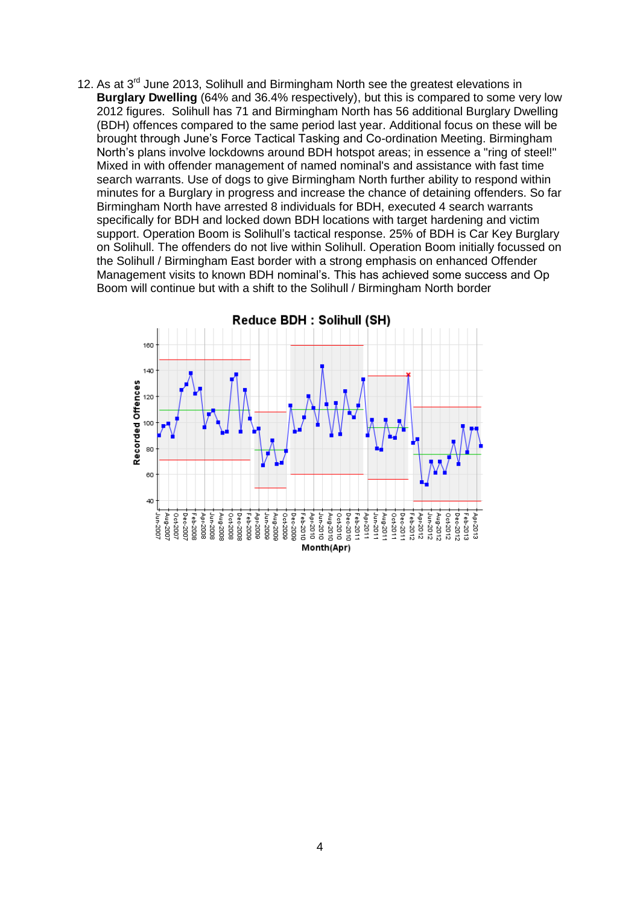12. As at 3rd June 2013, Solihull and Birmingham North see the greatest elevations in **Burglary Dwelling** (64% and 36.4% respectively), but this is compared to some very low 2012 figures. Solihull has 71 and Birmingham North has 56 additional Burglary Dwelling (BDH) offences compared to the same period last year. Additional focus on these will be brought through June's Force Tactical Tasking and Co-ordination Meeting. Birmingham North's plans involve lockdowns around BDH hotspot areas; in essence a "ring of steel!" Mixed in with offender management of named nominal's and assistance with fast time search warrants. Use of dogs to give Birmingham North further ability to respond within minutes for a Burglary in progress and increase the chance of detaining offenders. So far Birmingham North have arrested 8 individuals for BDH, executed 4 search warrants specifically for BDH and locked down BDH locations with target hardening and victim support. Operation Boom is Solihull's tactical response. 25% of BDH is Car Key Burglary on Solihull. The offenders do not live within Solihull. Operation Boom initially focussed on the Solihull / Birmingham East border with a strong emphasis on enhanced Offender Management visits to known BDH nominal's. This has achieved some success and Op Boom will continue but with a shift to the Solihull / Birmingham North border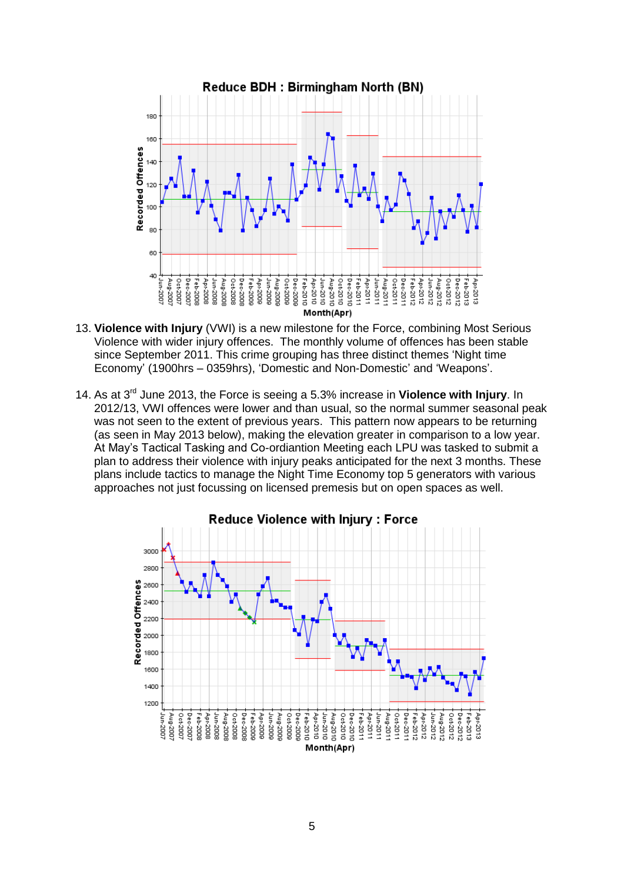**Reduce BDH : Birmingham North (BN)**

13. **Violence with Injury** (VWI) is a new milestone for the Force, combining Most Serious Violence with wider injury offences. The monthly volume of offences has been stable since September 2011. This crime grouping has three distinct themes 'Night time Economy' (1900hrs – 0359hrs), 'Domestic and Non-Domestic' and 'Weapons'.

14. As at 3rd June 2013, the Force is seeing a 5.3% increase in **Violence with Injury**. In 2012/13, VWI offences were lower and than usual, so the normal summer seasonal peak was not seen to the extent of previous years. This pattern now appears to be returning (as seen in May 2013 below), making the elevation greater in comparison to a low year. At May's Tactical Tasking and Co-ordiantion Meeting each LPU was tasked to submit a plan to address their violence with injury peaks anticipated for the next 3 months. These plans include tactics to manage the Night Time Economy top 5 generators with various approaches not just focussing on licensed premesis but on open spaces as well.

**Reduce Violence with Injury : Force**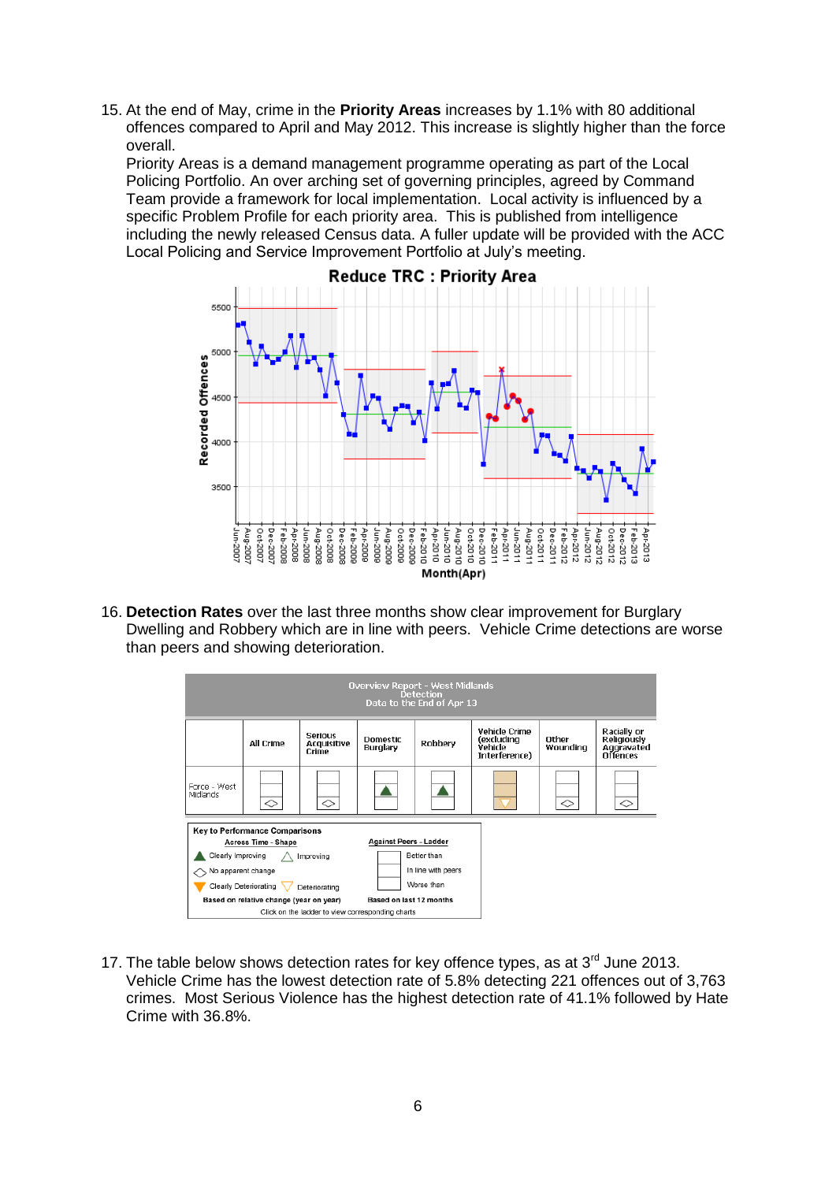15. At the end of May, crime in the **Priority Areas** increases by 1.1% with 80 additional offences compared to April and May 2012. This increase is slightly higher than the force overall.
    
    Priority Areas is a demand management programme operating as part of the Local Policing Portfolio. An over arching set of governing principles, agreed by Command Team provide a framework for local implementation. Local activity is influenced by a specific Problem Profile for each priority area. This is published from intelligence including the newly released Census data. A fuller update will be provided with the ACC Local Policing and Service Improvement Portfolio at July's meeting.

16. **Detection Rates** over the last three months show clear improvement for Burglary Dwelling and Robbery which are in line with peers. Vehicle Crime detections are worse than peers and showing deterioration.

**Overview Report - West Midlands Detection**
Data to the End of Apr 13

| | All Crime | Serious Acquisitive Crime | Domestic Burglary | Robbery | Vehicle Crime (excluding Vehicle Interference) | Other Wounding | Racially or Religiously Aggravated Offences |
|---|---|---|---|---|---|---|---|
| Force - West Midlands | In line with peers; No apparent change | In line with peers; No apparent change | In line with peers; Clearly Improving | In line with peers; Clearly Improving | Worse than peers; Deteriorating | In line with peers; No apparent change | In line with peers; No apparent change |

Key to Performance Comparisons

| Across Time - Shape | Against Peers - Ladder |
|---|---|
| Clearly Improving / Improving | Better than |
| No apparent change | In line with peers |
| Clearly Deteriorating / Deteriorating | Worse than |
| Based on relative change (year on year) | Based on last 12 months |

Click on the ladder to view corresponding charts

17. The table below shows detection rates for key offence types, as at 3rd June 2013. Vehicle Crime has the lowest detection rate of 5.8% detecting 221 offences out of 3,763 crimes. Most Serious Violence has the highest detection rate of 41.1% followed by Hate Crime with 36.8%.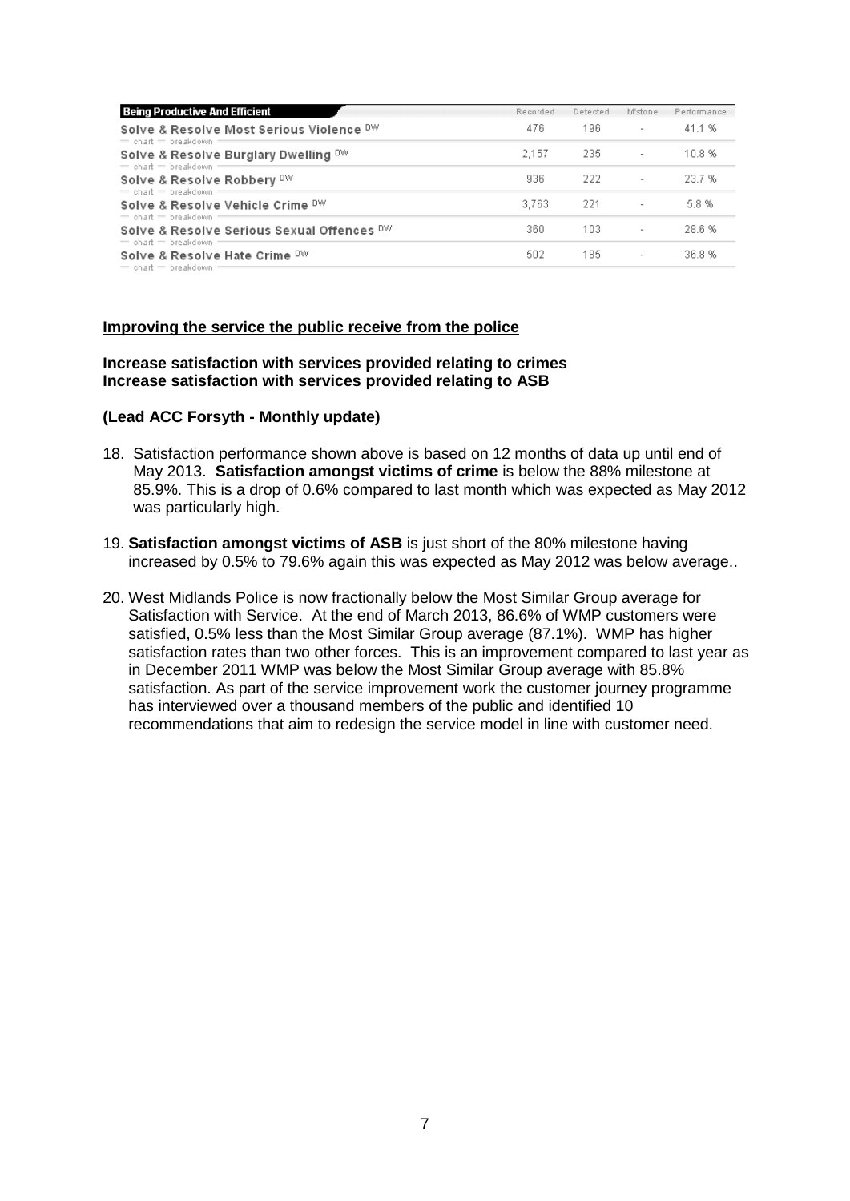| Being Productive And Efficient | Recorded | Detected | M'stone | Performance |
|---|---|---|---|---|
| Solve & Resolve Most Serious Violence DW<br>— chart — breakdown | 476 | 196 | - | 41.1 % |
| Solve & Resolve Burglary Dwelling DW<br>— chart — breakdown | 2,157 | 235 | - | 10.8 % |
| Solve & Resolve Robbery DW<br>— chart — breakdown | 936 | 222 | - | 23.7 % |
| Solve & Resolve Vehicle Crime DW<br>— chart — breakdown | 3,763 | 221 | - | 5.8 % |
| Solve & Resolve Serious Sexual Offences DW<br>— chart — breakdown | 360 | 103 | - | 28.6 % |
| Solve & Resolve Hate Crime DW<br>— chart — breakdown | 502 | 185 | - | 36.8 % |

**Improving the service the public receive from the police**

**Increase satisfaction with services provided relating to crimes**
**Increase satisfaction with services provided relating to ASB**

**(Lead ACC Forsyth - Monthly update)**

18. Satisfaction performance shown above is based on 12 months of data up until end of May 2013. **Satisfaction amongst victims of crime** is below the 88% milestone at 85.9%. This is a drop of 0.6% compared to last month which was expected as May 2012 was particularly high.

19. **Satisfaction amongst victims of ASB** is just short of the 80% milestone having increased by 0.5% to 79.6% again this was expected as May 2012 was below average..

20. West Midlands Police is now fractionally below the Most Similar Group average for Satisfaction with Service. At the end of March 2013, 86.6% of WMP customers were satisfied, 0.5% less than the Most Similar Group average (87.1%). WMP has higher satisfaction rates than two other forces. This is an improvement compared to last year as in December 2011 WMP was below the Most Similar Group average with 85.8% satisfaction. As part of the service improvement work the customer journey programme has interviewed over a thousand members of the public and identified 10 recommendations that aim to redesign the service model in line with customer need.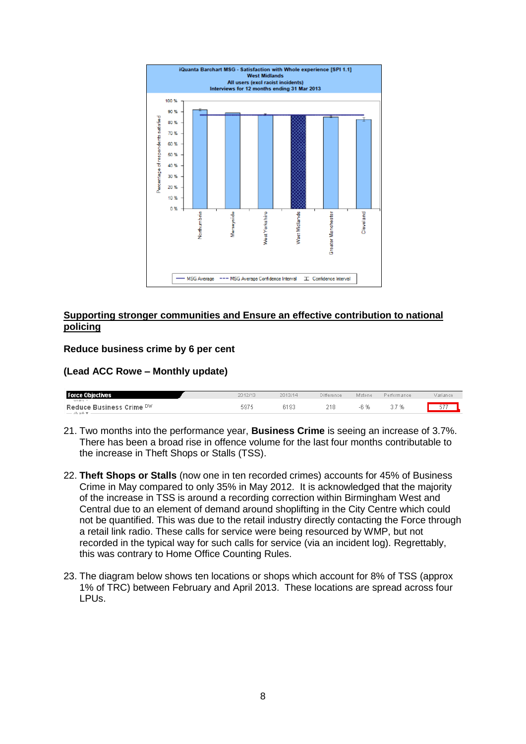**iQuanta Barchart MSG - Satisfaction with Whole experience [SPI 1.1]**
**West Midlands**
**All users (excl racist incidents)**
**Interviews for 12 months ending 31 Mar 2013**

## Supporting stronger communities and Ensure an effective contribution to national policing

**Reduce business crime by 6 per cent**

**(Lead ACC Rowe – Monthly update)**

| Force Objectives | 2012/13 | 2013/14 | Difference | Mstone | Performance | Variance |
|---|---|---|---|---|---|---|
| Reduce Business Crime DW | 5975 | 6193 | 218 | -6 % | 3.7 % | 577 |

21. Two months into the performance year, **Business Crime** is seeing an increase of 3.7%. There has been a broad rise in offence volume for the last four months contributable to the increase in Theft Shops or Stalls (TSS).

22. **Theft Shops or Stalls** (now one in ten recorded crimes) accounts for 45% of Business Crime in May compared to only 35% in May 2012. It is acknowledged that the majority of the increase in TSS is around a recording correction within Birmingham West and Central due to an element of demand around shoplifting in the City Centre which could not be quantified. This was due to the retail industry directly contacting the Force through a retail link radio. These calls for service were being resourced by WMP, but not recorded in the typical way for such calls for service (via an incident log). Regrettably, this was contrary to Home Office Counting Rules.

23. The diagram below shows ten locations or shops which account for 8% of TSS (approx 1% of TRC) between February and April 2013. These locations are spread across four LPUs.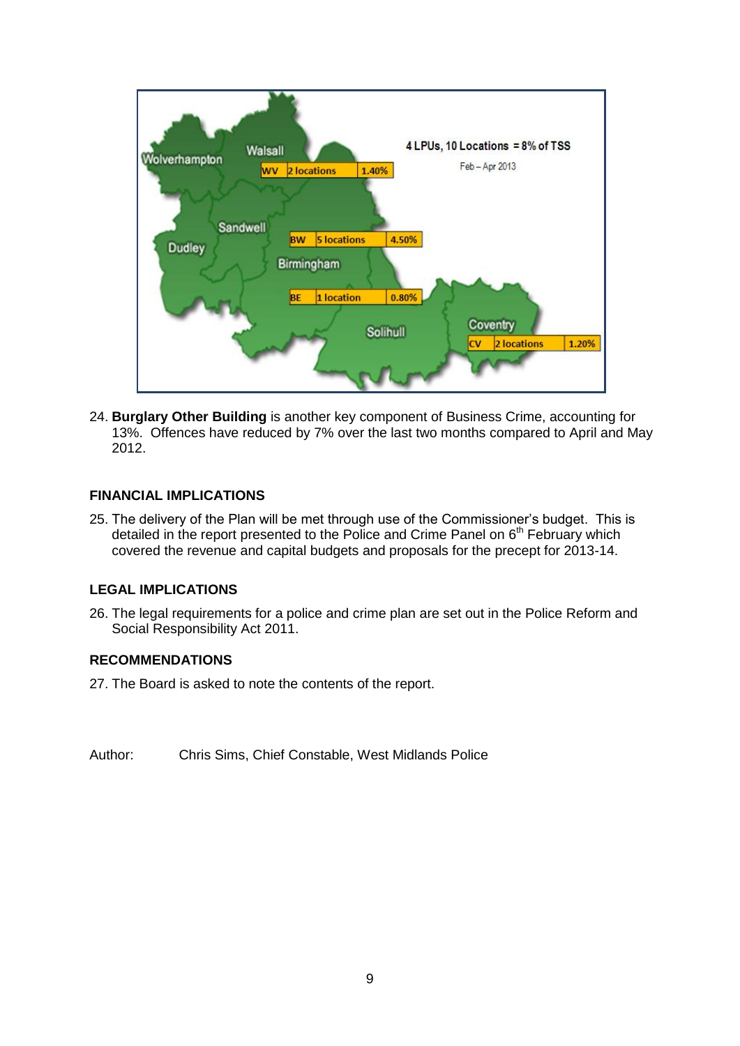4 LPUs, 10 Locations = 8% of TSS

Feb – Apr 2013

Wolverhampton

Walsall

WV 2 locations 1.40%

Sandwell

Dudley

BW 5 locations 4.50%

Birmingham

BE 1 location 0.80%

Solihull

Coventry

CV 2 locations 1.20%

24. **Burglary Other Building** is another key component of Business Crime, accounting for 13%. Offences have reduced by 7% over the last two months compared to April and May 2012.

**FINANCIAL IMPLICATIONS**

25. The delivery of the Plan will be met through use of the Commissioner's budget. This is detailed in the report presented to the Police and Crime Panel on 6th February which covered the revenue and capital budgets and proposals for the precept for 2013-14.

**LEGAL IMPLICATIONS**

26. The legal requirements for a police and crime plan are set out in the Police Reform and Social Responsibility Act 2011.

**RECOMMENDATIONS**

27. The Board is asked to note the contents of the report.

Author: Chris Sims, Chief Constable, West Midlands Police